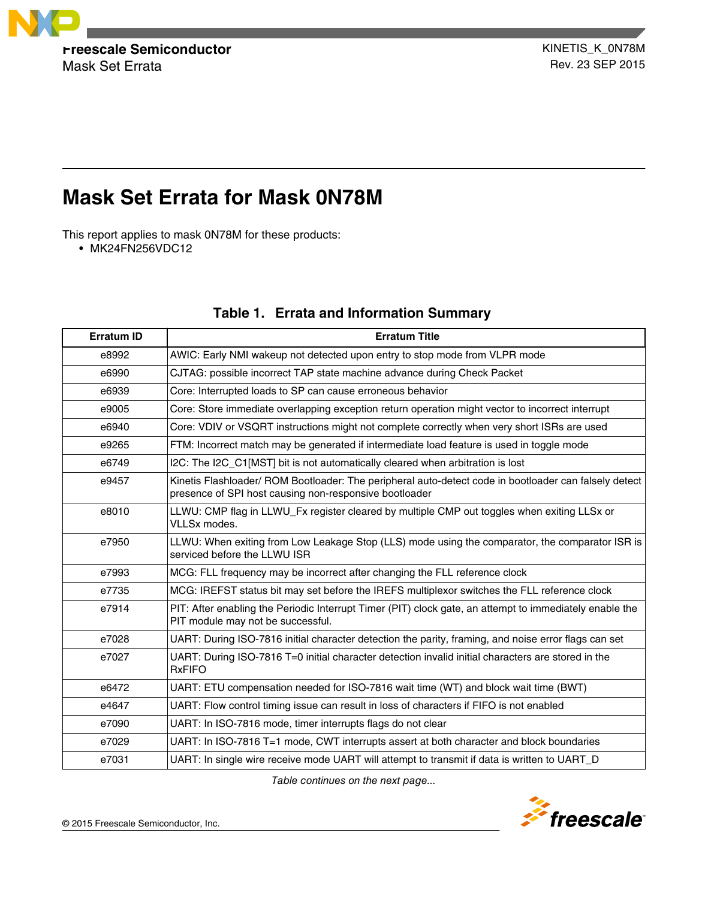Freescale Semiconductor
Mask Set Errata

KINETIS_K_0N78M
Rev. 23 SEP 2015

# Mask Set Errata for Mask 0N78M

This report applies to mask 0N78M for these products:

- MK24FN256VDC12

## Table 1. Errata and Information Summary

| Erratum ID | Erratum Title |
|---|---|
| e8992 | AWIC: Early NMI wakeup not detected upon entry to stop mode from VLPR mode |
| e6990 | CJTAG: possible incorrect TAP state machine advance during Check Packet |
| e6939 | Core: Interrupted loads to SP can cause erroneous behavior |
| e9005 | Core: Store immediate overlapping exception return operation might vector to incorrect interrupt |
| e6940 | Core: VDIV or VSQRT instructions might not complete correctly when very short ISRs are used |
| e9265 | FTM: Incorrect match may be generated if intermediate load feature is used in toggle mode |
| e6749 | I2C: The I2C_C1[MST] bit is not automatically cleared when arbitration is lost |
| e9457 | Kinetis Flashloader/ ROM Bootloader: The peripheral auto-detect code in bootloader can falsely detect presence of SPI host causing non-responsive bootloader |
| e8010 | LLWU: CMP flag in LLWU_Fx register cleared by multiple CMP out toggles when exiting LLSx or VLLSx modes. |
| e7950 | LLWU: When exiting from Low Leakage Stop (LLS) mode using the comparator, the comparator ISR is serviced before the LLWU ISR |
| e7993 | MCG: FLL frequency may be incorrect after changing the FLL reference clock |
| e7735 | MCG: IREFST status bit may set before the IREFS multiplexor switches the FLL reference clock |
| e7914 | PIT: After enabling the Periodic Interrupt Timer (PIT) clock gate, an attempt to immediately enable the PIT module may not be successful. |
| e7028 | UART: During ISO-7816 initial character detection the parity, framing, and noise error flags can set |
| e7027 | UART: During ISO-7816 T=0 initial character detection invalid initial characters are stored in the RxFIFO |
| e6472 | UART: ETU compensation needed for ISO-7816 wait time (WT) and block wait time (BWT) |
| e4647 | UART: Flow control timing issue can result in loss of characters if FIFO is not enabled |
| e7090 | UART: In ISO-7816 mode, timer interrupts flags do not clear |
| e7029 | UART: In ISO-7816 T=1 mode, CWT interrupts assert at both character and block boundaries |
| e7031 | UART: In single wire receive mode UART will attempt to transmit if data is written to UART_D |

*Table continues on the next page...*

© 2015 Freescale Semiconductor, Inc.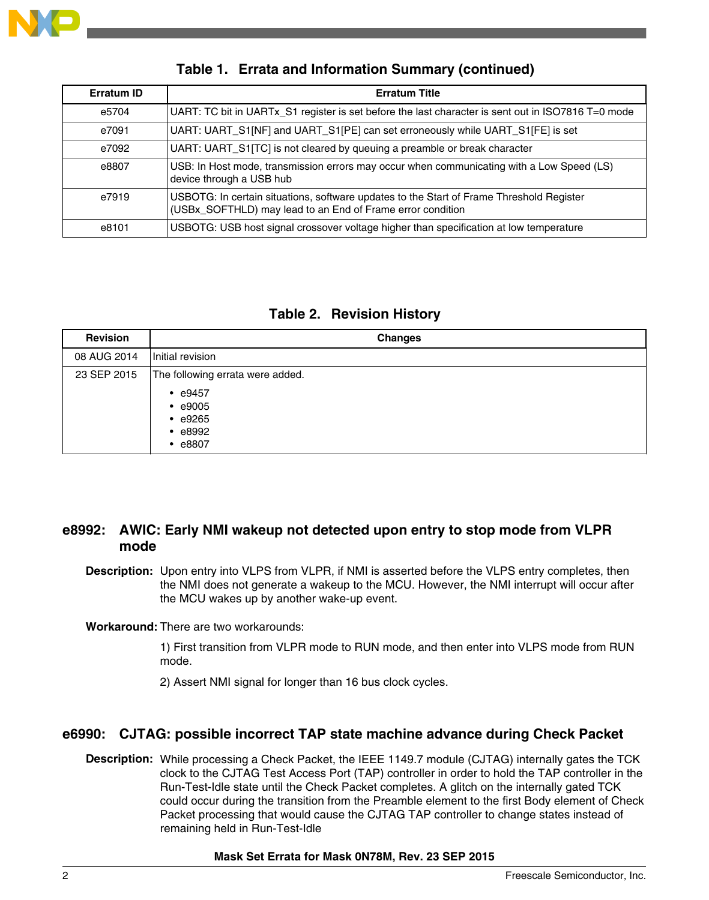**Table 1. Errata and Information Summary (continued)**

| Erratum ID | Erratum Title |
|---|---|
| e5704 | UART: TC bit in UARTx_S1 register is set before the last character is sent out in ISO7816 T=0 mode |
| e7091 | UART: UART_S1[NF] and UART_S1[PE] can set erroneously while UART_S1[FE] is set |
| e7092 | UART: UART_S1[TC] is not cleared by queuing a preamble or break character |
| e8807 | USB: In Host mode, transmission errors may occur when communicating with a Low Speed (LS) device through a USB hub |
| e7919 | USBOTG: In certain situations, software updates to the Start of Frame Threshold Register (USBx_SOFTHLD) may lead to an End of Frame error condition |
| e8101 | USBOTG: USB host signal crossover voltage higher than specification at low temperature |

**Table 2. Revision History**

| Revision | Changes |
|---|---|
| 08 AUG 2014 | Initial revision |
| 23 SEP 2015 | The following errata were added.<br>• e9457<br>• e9005<br>• e9265<br>• e8992<br>• e8807 |

## e8992: AWIC: Early NMI wakeup not detected upon entry to stop mode from VLPR mode

**Description:** Upon entry into VLPS from VLPR, if NMI is asserted before the VLPS entry completes, then the NMI does not generate a wakeup to the MCU. However, the NMI interrupt will occur after the MCU wakes up by another wake-up event.

**Workaround:** There are two workarounds:

1) First transition from VLPR mode to RUN mode, and then enter into VLPS mode from RUN mode.

2) Assert NMI signal for longer than 16 bus clock cycles.

## e6990: CJTAG: possible incorrect TAP state machine advance during Check Packet

**Description:** While processing a Check Packet, the IEEE 1149.7 module (CJTAG) internally gates the TCK clock to the CJTAG Test Access Port (TAP) controller in order to hold the TAP controller in the Run-Test-Idle state until the Check Packet completes. A glitch on the internally gated TCK could occur during the transition from the Preamble element to the first Body element of Check Packet processing that would cause the CJTAG TAP controller to change states instead of remaining held in Run-Test-Idle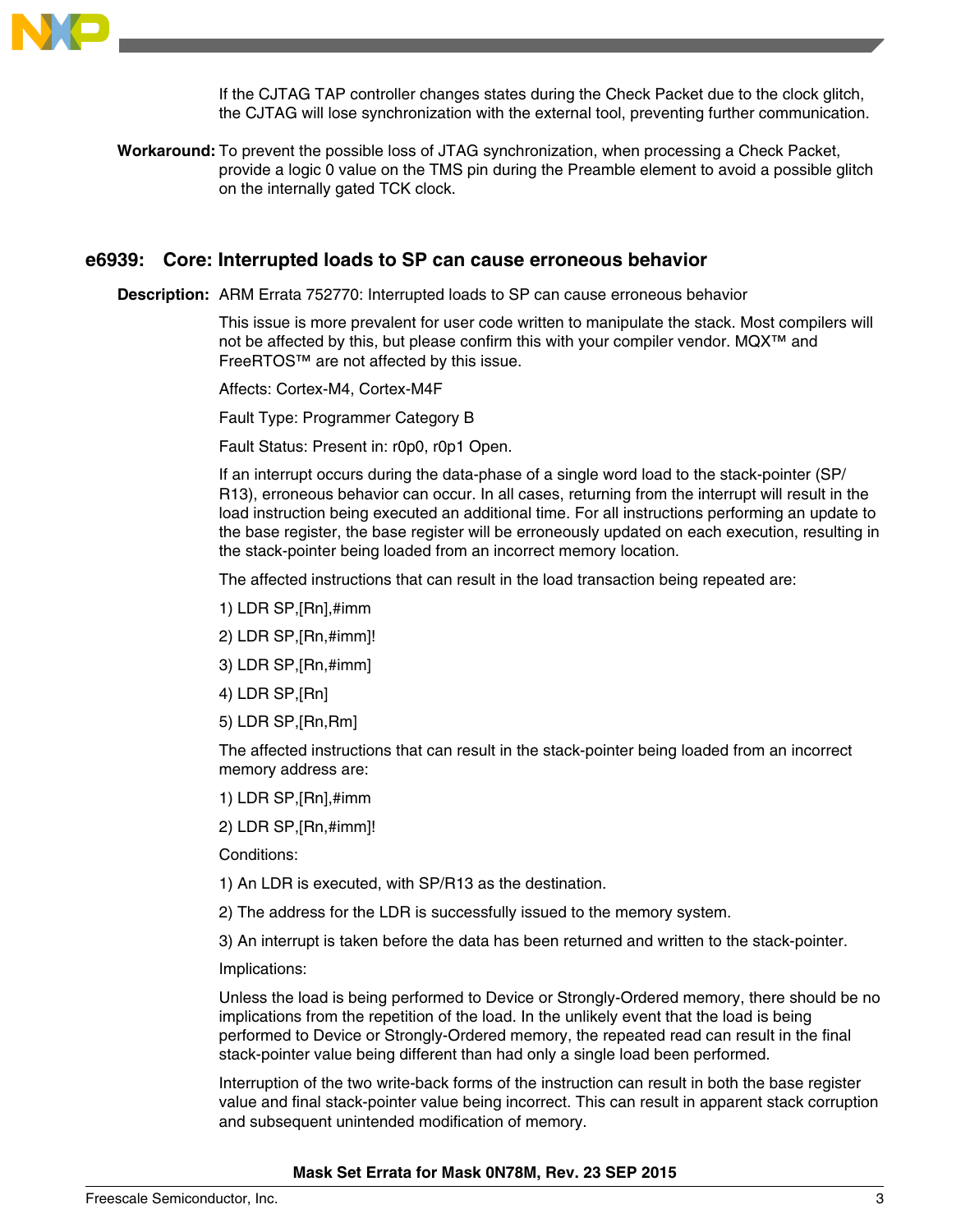If the CJTAG TAP controller changes states during the Check Packet due to the clock glitch, the CJTAG will lose synchronization with the external tool, preventing further communication.

**Workaround:** To prevent the possible loss of JTAG synchronization, when processing a Check Packet, provide a logic 0 value on the TMS pin during the Preamble element to avoid a possible glitch on the internally gated TCK clock.

## e6939: Core: Interrupted loads to SP can cause erroneous behavior

**Description:** ARM Errata 752770: Interrupted loads to SP can cause erroneous behavior

This issue is more prevalent for user code written to manipulate the stack. Most compilers will not be affected by this, but please confirm this with your compiler vendor. MQX™ and FreeRTOS™ are not affected by this issue.

Affects: Cortex-M4, Cortex-M4F

Fault Type: Programmer Category B

Fault Status: Present in: r0p0, r0p1 Open.

If an interrupt occurs during the data-phase of a single word load to the stack-pointer (SP/R13), erroneous behavior can occur. In all cases, returning from the interrupt will result in the load instruction being executed an additional time. For all instructions performing an update to the base register, the base register will be erroneously updated on each execution, resulting in the stack-pointer being loaded from an incorrect memory location.

The affected instructions that can result in the load transaction being repeated are:

1) LDR SP,[Rn],#imm

2) LDR SP,[Rn,#imm]!

3) LDR SP,[Rn,#imm]

4) LDR SP,[Rn]

5) LDR SP,[Rn,Rm]

The affected instructions that can result in the stack-pointer being loaded from an incorrect memory address are:

1) LDR SP,[Rn],#imm

2) LDR SP,[Rn,#imm]!

Conditions:

1) An LDR is executed, with SP/R13 as the destination.

2) The address for the LDR is successfully issued to the memory system.

3) An interrupt is taken before the data has been returned and written to the stack-pointer.

Implications:

Unless the load is being performed to Device or Strongly-Ordered memory, there should be no implications from the repetition of the load. In the unlikely event that the load is being performed to Device or Strongly-Ordered memory, the repeated read can result in the final stack-pointer value being different than had only a single load been performed.

Interruption of the two write-back forms of the instruction can result in both the base register value and final stack-pointer value being incorrect. This can result in apparent stack corruption and subsequent unintended modification of memory.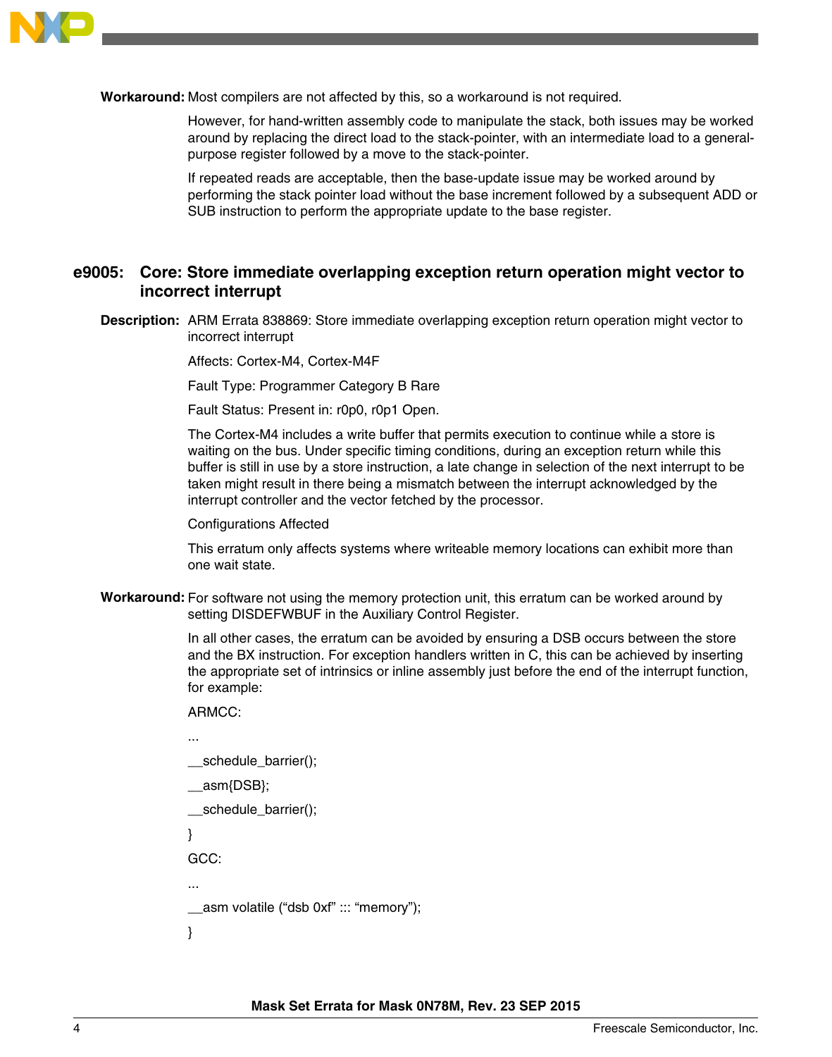**Workaround:** Most compilers are not affected by this, so a workaround is not required.

However, for hand-written assembly code to manipulate the stack, both issues may be worked around by replacing the direct load to the stack-pointer, with an intermediate load to a general-purpose register followed by a move to the stack-pointer.

If repeated reads are acceptable, then the base-update issue may be worked around by performing the stack pointer load without the base increment followed by a subsequent ADD or SUB instruction to perform the appropriate update to the base register.

## e9005: Core: Store immediate overlapping exception return operation might vector to incorrect interrupt

**Description:** ARM Errata 838869: Store immediate overlapping exception return operation might vector to incorrect interrupt

Affects: Cortex-M4, Cortex-M4F

Fault Type: Programmer Category B Rare

Fault Status: Present in: r0p0, r0p1 Open.

The Cortex-M4 includes a write buffer that permits execution to continue while a store is waiting on the bus. Under specific timing conditions, during an exception return while this buffer is still in use by a store instruction, a late change in selection of the next interrupt to be taken might result in there being a mismatch between the interrupt acknowledged by the interrupt controller and the vector fetched by the processor.

Configurations Affected

This erratum only affects systems where writeable memory locations can exhibit more than one wait state.

**Workaround:** For software not using the memory protection unit, this erratum can be worked around by setting DISDEFWBUF in the Auxiliary Control Register.

In all other cases, the erratum can be avoided by ensuring a DSB occurs between the store and the BX instruction. For exception handlers written in C, this can be achieved by inserting the appropriate set of intrinsics or inline assembly just before the end of the interrupt function, for example:

ARMCC:

```
...
__schedule_barrier();
__asm{DSB};
__schedule_barrier();
}
```

GCC:

```
...
__asm volatile ("dsb 0xf" ::: "memory");
}
```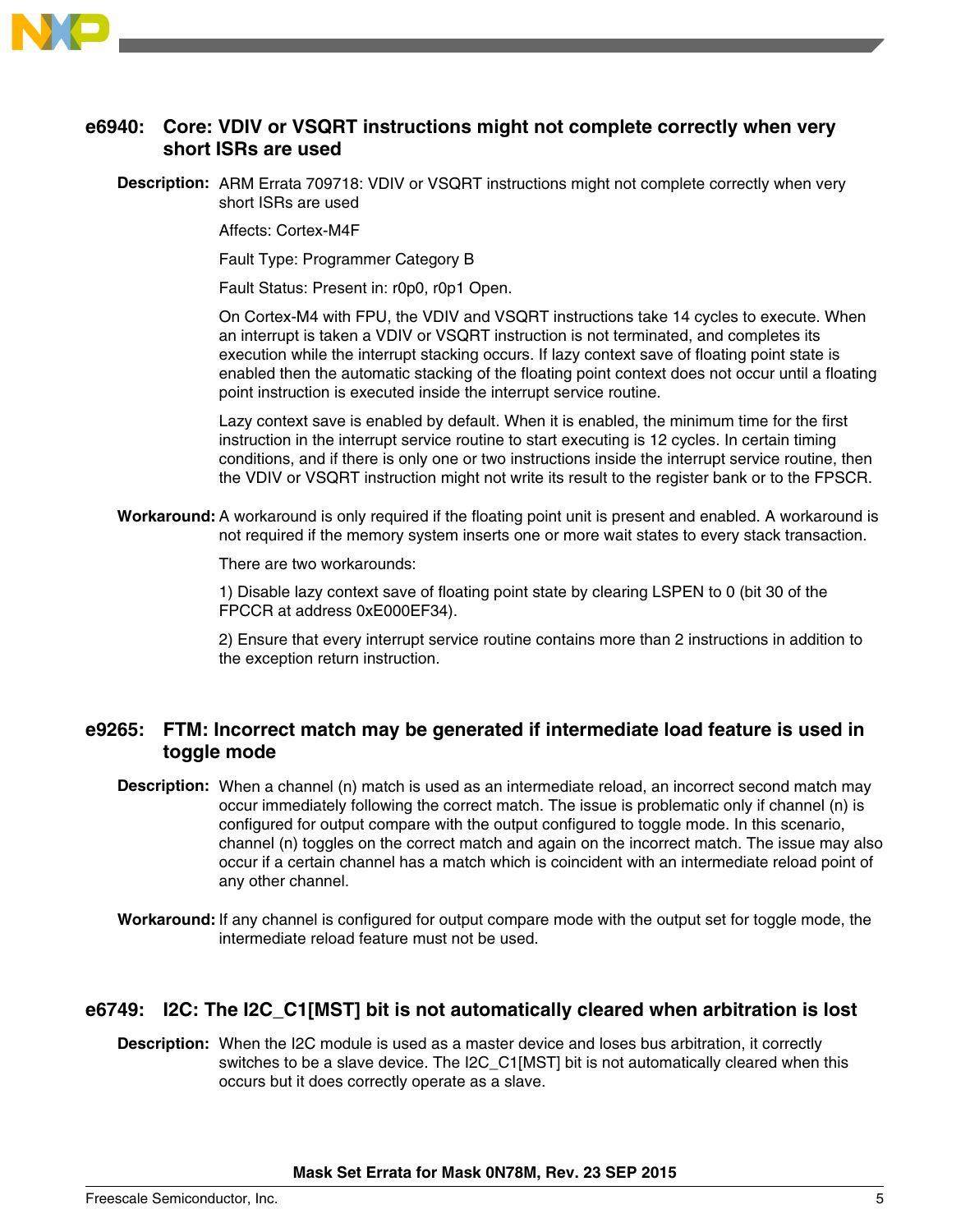### e6940: Core: VDIV or VSQRT instructions might not complete correctly when very short ISRs are used

**Description:** ARM Errata 709718: VDIV or VSQRT instructions might not complete correctly when very short ISRs are used

Affects: Cortex-M4F

Fault Type: Programmer Category B

Fault Status: Present in: r0p0, r0p1 Open.

On Cortex-M4 with FPU, the VDIV and VSQRT instructions take 14 cycles to execute. When an interrupt is taken a VDIV or VSQRT instruction is not terminated, and completes its execution while the interrupt stacking occurs. If lazy context save of floating point state is enabled then the automatic stacking of the floating point context does not occur until a floating point instruction is executed inside the interrupt service routine.

Lazy context save is enabled by default. When it is enabled, the minimum time for the first instruction in the interrupt service routine to start executing is 12 cycles. In certain timing conditions, and if there is only one or two instructions inside the interrupt service routine, then the VDIV or VSQRT instruction might not write its result to the register bank or to the FPSCR.

**Workaround:** A workaround is only required if the floating point unit is present and enabled. A workaround is not required if the memory system inserts one or more wait states to every stack transaction.

There are two workarounds:

1) Disable lazy context save of floating point state by clearing LSPEN to 0 (bit 30 of the FPCCR at address 0xE000EF34).

2) Ensure that every interrupt service routine contains more than 2 instructions in addition to the exception return instruction.

### e9265: FTM: Incorrect match may be generated if intermediate load feature is used in toggle mode

**Description:** When a channel (n) match is used as an intermediate reload, an incorrect second match may occur immediately following the correct match. The issue is problematic only if channel (n) is configured for output compare with the output configured to toggle mode. In this scenario, channel (n) toggles on the correct match and again on the incorrect match. The issue may also occur if a certain channel has a match which is coincident with an intermediate reload point of any other channel.

**Workaround:** If any channel is configured for output compare mode with the output set for toggle mode, the intermediate reload feature must not be used.

### e6749: I2C: The I2C_C1[MST] bit is not automatically cleared when arbitration is lost

**Description:** When the I2C module is used as a master device and loses bus arbitration, it correctly switches to be a slave device. The I2C_C1[MST] bit is not automatically cleared when this occurs but it does correctly operate as a slave.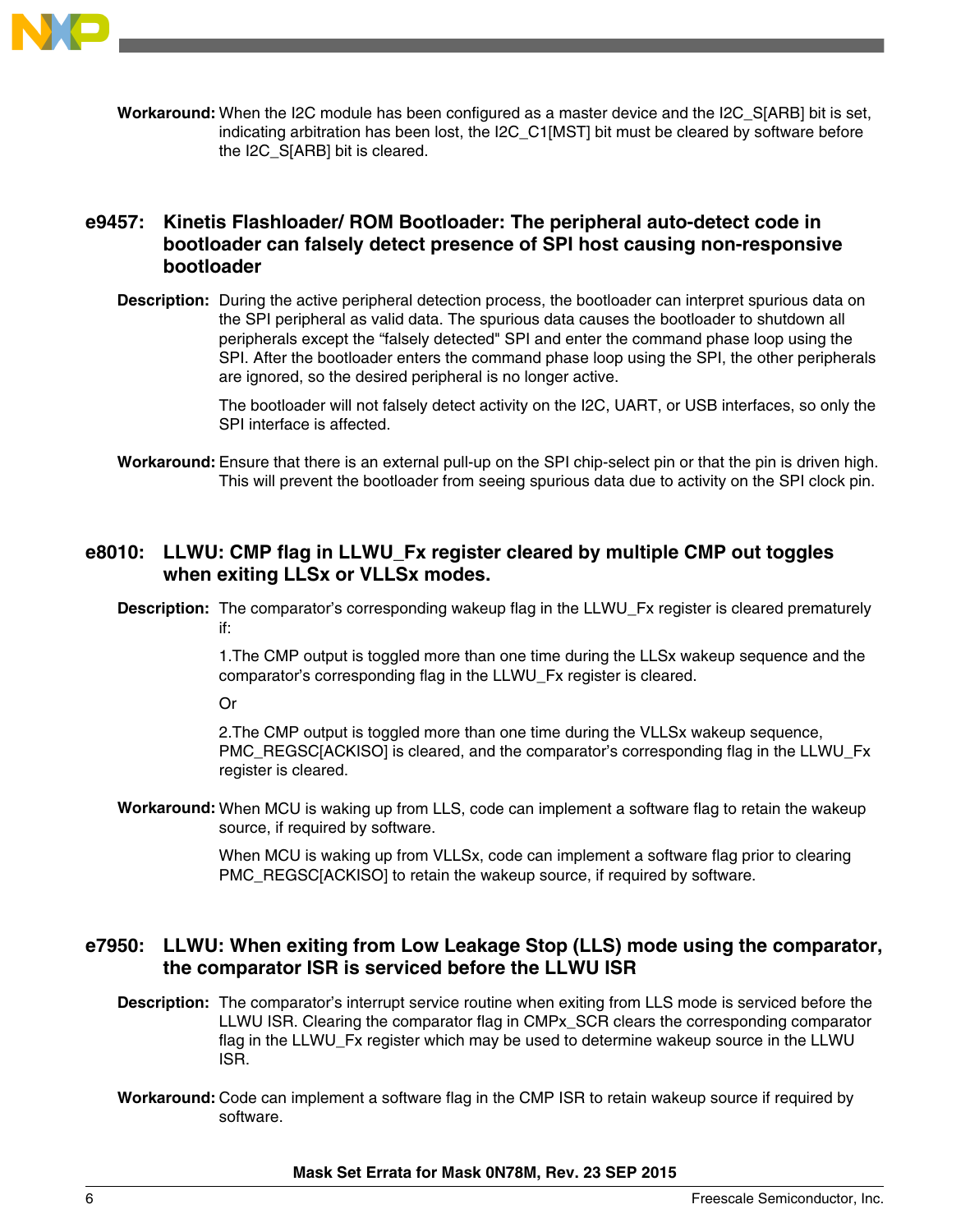**Workaround:** When the I2C module has been configured as a master device and the I2C_S[ARB] bit is set, indicating arbitration has been lost, the I2C_C1[MST] bit must be cleared by software before the I2C_S[ARB] bit is cleared.

## e9457: Kinetis Flashloader/ ROM Bootloader: The peripheral auto-detect code in bootloader can falsely detect presence of SPI host causing non-responsive bootloader

**Description:** During the active peripheral detection process, the bootloader can interpret spurious data on the SPI peripheral as valid data. The spurious data causes the bootloader to shutdown all peripherals except the "falsely detected" SPI and enter the command phase loop using the SPI. After the bootloader enters the command phase loop using the SPI, the other peripherals are ignored, so the desired peripheral is no longer active.

The bootloader will not falsely detect activity on the I2C, UART, or USB interfaces, so only the SPI interface is affected.

**Workaround:** Ensure that there is an external pull-up on the SPI chip-select pin or that the pin is driven high. This will prevent the bootloader from seeing spurious data due to activity on the SPI clock pin.

## e8010: LLWU: CMP flag in LLWU_Fx register cleared by multiple CMP out toggles when exiting LLSx or VLLSx modes.

**Description:** The comparator's corresponding wakeup flag in the LLWU_Fx register is cleared prematurely if:

1.The CMP output is toggled more than one time during the LLSx wakeup sequence and the comparator's corresponding flag in the LLWU_Fx register is cleared.

Or

2.The CMP output is toggled more than one time during the VLLSx wakeup sequence, PMC_REGSC[ACKISO] is cleared, and the comparator's corresponding flag in the LLWU_Fx register is cleared.

**Workaround:** When MCU is waking up from LLS, code can implement a software flag to retain the wakeup source, if required by software.

When MCU is waking up from VLLSx, code can implement a software flag prior to clearing PMC_REGSC[ACKISO] to retain the wakeup source, if required by software.

## e7950: LLWU: When exiting from Low Leakage Stop (LLS) mode using the comparator, the comparator ISR is serviced before the LLWU ISR

**Description:** The comparator's interrupt service routine when exiting from LLS mode is serviced before the LLWU ISR. Clearing the comparator flag in CMPx_SCR clears the corresponding comparator flag in the LLWU_Fx register which may be used to determine wakeup source in the LLWU ISR.

**Workaround:** Code can implement a software flag in the CMP ISR to retain wakeup source if required by software.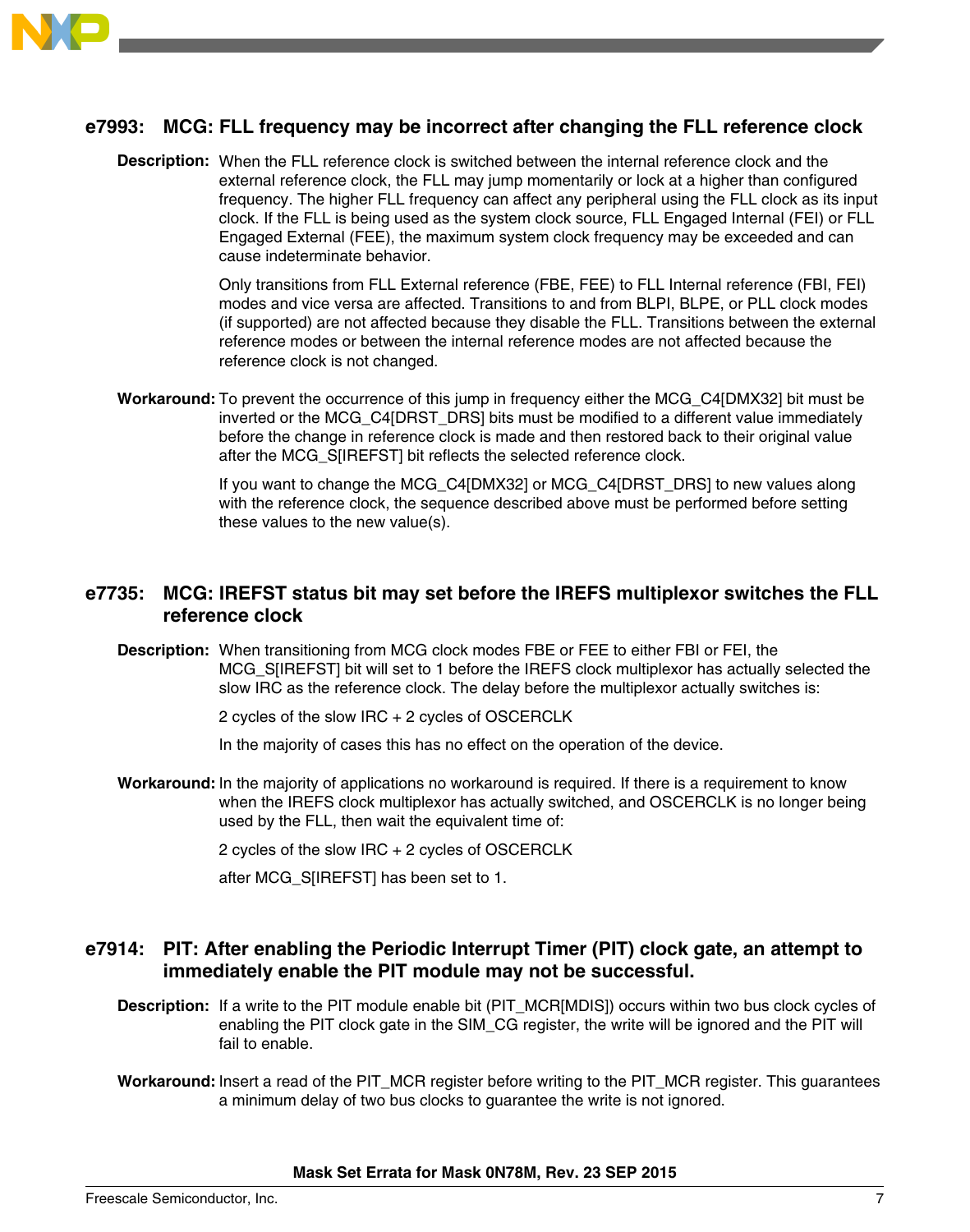## e7993: MCG: FLL frequency may be incorrect after changing the FLL reference clock

**Description:** When the FLL reference clock is switched between the internal reference clock and the external reference clock, the FLL may jump momentarily or lock at a higher than configured frequency. The higher FLL frequency can affect any peripheral using the FLL clock as its input clock. If the FLL is being used as the system clock source, FLL Engaged Internal (FEI) or FLL Engaged External (FEE), the maximum system clock frequency may be exceeded and can cause indeterminate behavior.

Only transitions from FLL External reference (FBE, FEE) to FLL Internal reference (FBI, FEI) modes and vice versa are affected. Transitions to and from BLPI, BLPE, or PLL clock modes (if supported) are not affected because they disable the FLL. Transitions between the external reference modes or between the internal reference modes are not affected because the reference clock is not changed.

**Workaround:** To prevent the occurrence of this jump in frequency either the MCG_C4[DMX32] bit must be inverted or the MCG_C4[DRST_DRS] bits must be modified to a different value immediately before the change in reference clock is made and then restored back to their original value after the MCG_S[IREFST] bit reflects the selected reference clock.

If you want to change the MCG_C4[DMX32] or MCG_C4[DRST_DRS] to new values along with the reference clock, the sequence described above must be performed before setting these values to the new value(s).

## e7735: MCG: IREFST status bit may set before the IREFS multiplexor switches the FLL reference clock

**Description:** When transitioning from MCG clock modes FBE or FEE to either FBI or FEI, the MCG_S[IREFST] bit will set to 1 before the IREFS clock multiplexor has actually selected the slow IRC as the reference clock. The delay before the multiplexor actually switches is:

2 cycles of the slow IRC + 2 cycles of OSCERCLK

In the majority of cases this has no effect on the operation of the device.

**Workaround:** In the majority of applications no workaround is required. If there is a requirement to know when the IREFS clock multiplexor has actually switched, and OSCERCLK is no longer being used by the FLL, then wait the equivalent time of:

2 cycles of the slow IRC + 2 cycles of OSCERCLK

after MCG_S[IREFST] has been set to 1.

## e7914: PIT: After enabling the Periodic Interrupt Timer (PIT) clock gate, an attempt to immediately enable the PIT module may not be successful.

**Description:** If a write to the PIT module enable bit (PIT_MCR[MDIS]) occurs within two bus clock cycles of enabling the PIT clock gate in the SIM_CG register, the write will be ignored and the PIT will fail to enable.

**Workaround:** Insert a read of the PIT_MCR register before writing to the PIT_MCR register. This guarantees a minimum delay of two bus clocks to guarantee the write is not ignored.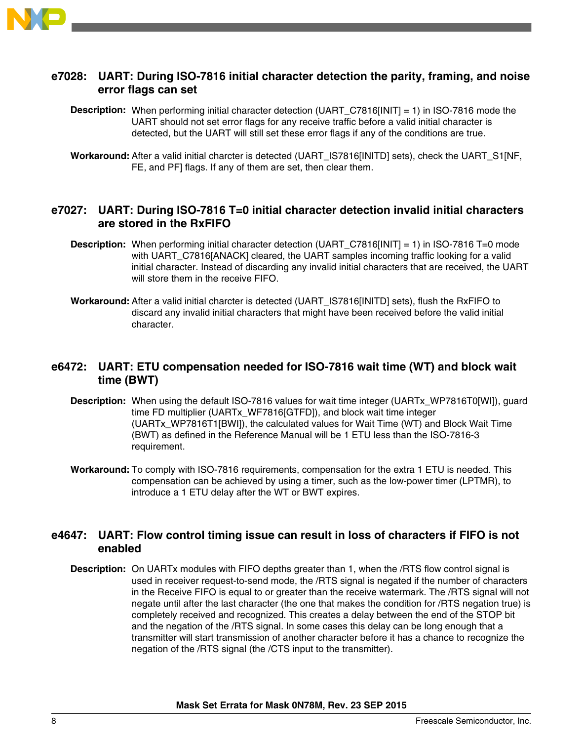### e7028: UART: During ISO-7816 initial character detection the parity, framing, and noise error flags can set

**Description:** When performing initial character detection (UART_C7816[INIT] = 1) in ISO-7816 mode the UART should not set error flags for any receive traffic before a valid initial character is detected, but the UART will still set these error flags if any of the conditions are true.

**Workaround:** After a valid initial charcter is detected (UART_IS7816[INITD] sets), check the UART_S1[NF, FE, and PF] flags. If any of them are set, then clear them.

### e7027: UART: During ISO-7816 T=0 initial character detection invalid initial characters are stored in the RxFIFO

**Description:** When performing initial character detection (UART_C7816[INIT] = 1) in ISO-7816 T=0 mode with UART_C7816[ANACK] cleared, the UART samples incoming traffic looking for a valid initial character. Instead of discarding any invalid initial characters that are received, the UART will store them in the receive FIFO.

**Workaround:** After a valid initial charcter is detected (UART_IS7816[INITD] sets), flush the RxFIFO to discard any invalid initial characters that might have been received before the valid initial character.

### e6472: UART: ETU compensation needed for ISO-7816 wait time (WT) and block wait time (BWT)

**Description:** When using the default ISO-7816 values for wait time integer (UARTx_WP7816T0[WI]), guard time FD multiplier (UARTx_WF7816[GTFD]), and block wait time integer (UARTx_WP7816T1[BWI]), the calculated values for Wait Time (WT) and Block Wait Time (BWT) as defined in the Reference Manual will be 1 ETU less than the ISO-7816-3 requirement.

**Workaround:** To comply with ISO-7816 requirements, compensation for the extra 1 ETU is needed. This compensation can be achieved by using a timer, such as the low-power timer (LPTMR), to introduce a 1 ETU delay after the WT or BWT expires.

### e4647: UART: Flow control timing issue can result in loss of characters if FIFO is not enabled

**Description:** On UARTx modules with FIFO depths greater than 1, when the /RTS flow control signal is used in receiver request-to-send mode, the /RTS signal is negated if the number of characters in the Receive FIFO is equal to or greater than the receive watermark. The /RTS signal will not negate until after the last character (the one that makes the condition for /RTS negation true) is completely received and recognized. This creates a delay between the end of the STOP bit and the negation of the /RTS signal. In some cases this delay can be long enough that a transmitter will start transmission of another character before it has a chance to recognize the negation of the /RTS signal (the /CTS input to the transmitter).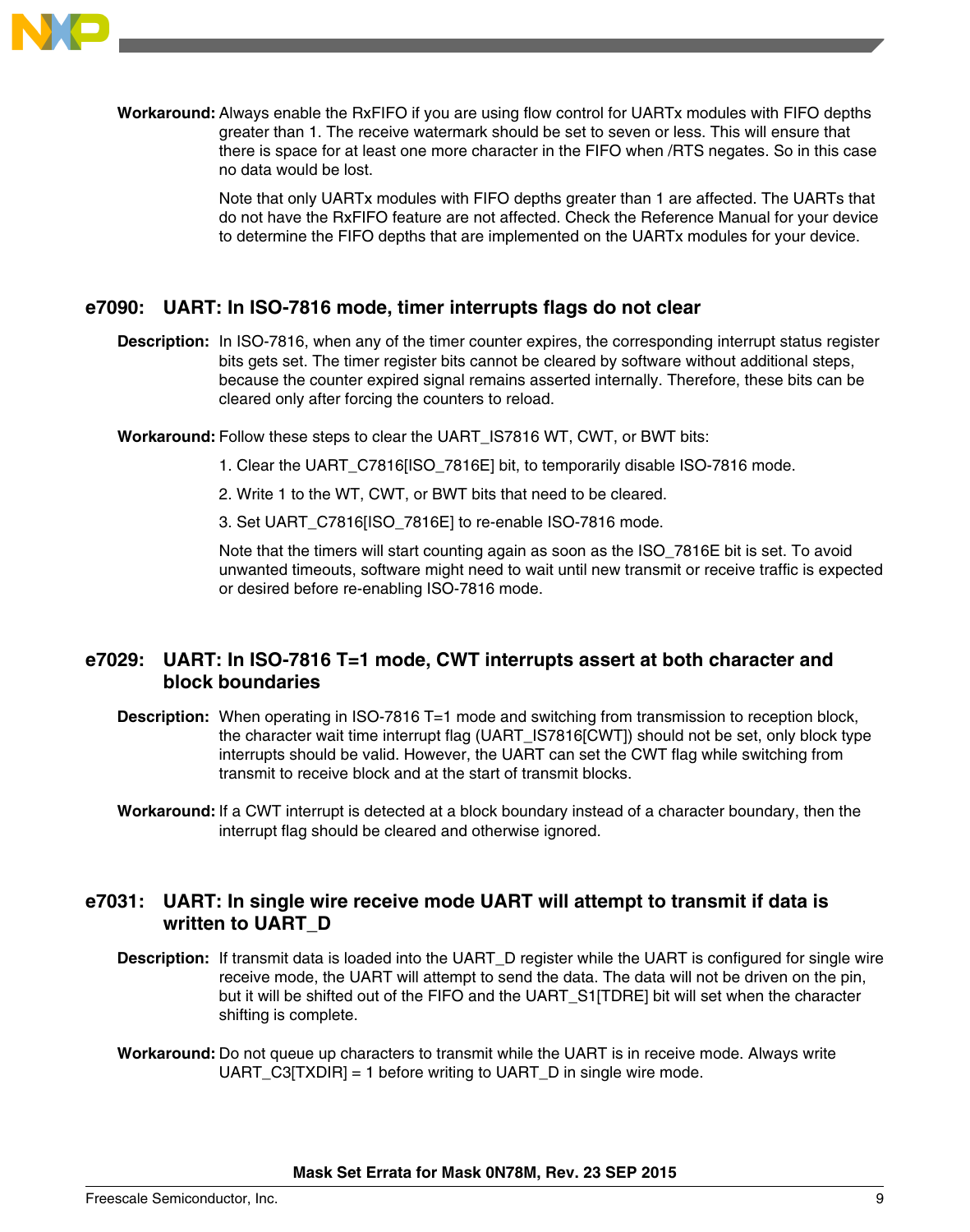**Workaround:** Always enable the RxFIFO if you are using flow control for UARTx modules with FIFO depths greater than 1. The receive watermark should be set to seven or less. This will ensure that there is space for at least one more character in the FIFO when /RTS negates. So in this case no data would be lost.

Note that only UARTx modules with FIFO depths greater than 1 are affected. The UARTs that do not have the RxFIFO feature are not affected. Check the Reference Manual for your device to determine the FIFO depths that are implemented on the UARTx modules for your device.

## e7090: UART: In ISO-7816 mode, timer interrupts flags do not clear

**Description:** In ISO-7816, when any of the timer counter expires, the corresponding interrupt status register bits gets set. The timer register bits cannot be cleared by software without additional steps, because the counter expired signal remains asserted internally. Therefore, these bits can be cleared only after forcing the counters to reload.

**Workaround:** Follow these steps to clear the UART_IS7816 WT, CWT, or BWT bits:

1. Clear the UART_C7816[ISO_7816E] bit, to temporarily disable ISO-7816 mode.

2. Write 1 to the WT, CWT, or BWT bits that need to be cleared.

3. Set UART_C7816[ISO_7816E] to re-enable ISO-7816 mode.

Note that the timers will start counting again as soon as the ISO_7816E bit is set. To avoid unwanted timeouts, software might need to wait until new transmit or receive traffic is expected or desired before re-enabling ISO-7816 mode.

## e7029: UART: In ISO-7816 T=1 mode, CWT interrupts assert at both character and block boundaries

**Description:** When operating in ISO-7816 T=1 mode and switching from transmission to reception block, the character wait time interrupt flag (UART_IS7816[CWT]) should not be set, only block type interrupts should be valid. However, the UART can set the CWT flag while switching from transmit to receive block and at the start of transmit blocks.

**Workaround:** If a CWT interrupt is detected at a block boundary instead of a character boundary, then the interrupt flag should be cleared and otherwise ignored.

## e7031: UART: In single wire receive mode UART will attempt to transmit if data is written to UART_D

**Description:** If transmit data is loaded into the UART_D register while the UART is configured for single wire receive mode, the UART will attempt to send the data. The data will not be driven on the pin, but it will be shifted out of the FIFO and the UART_S1[TDRE] bit will set when the character shifting is complete.

**Workaround:** Do not queue up characters to transmit while the UART is in receive mode. Always write UART_C3[TXDIR] = 1 before writing to UART_D in single wire mode.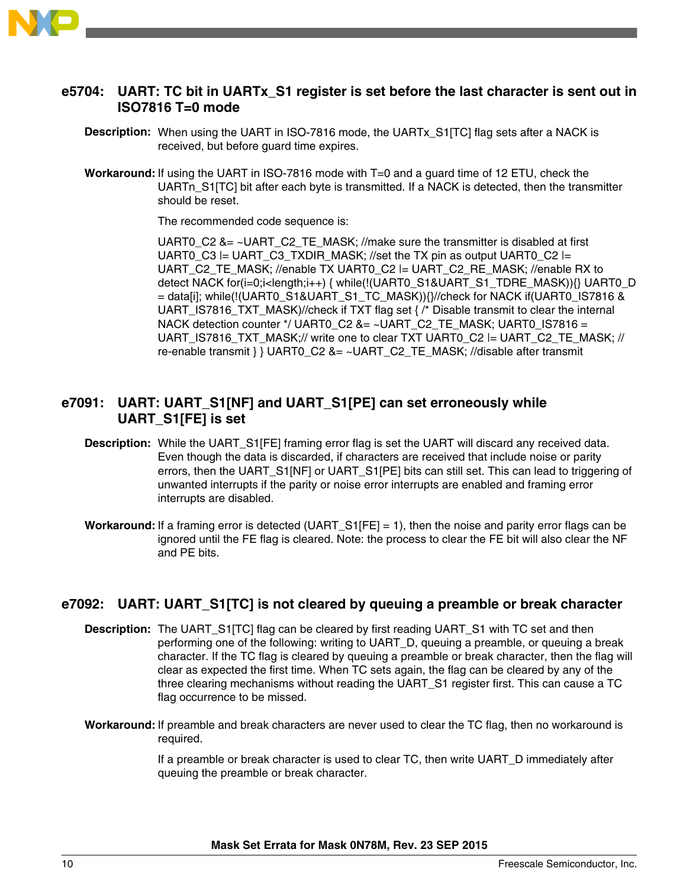## e5704: UART: TC bit in UARTx_S1 register is set before the last character is sent out in ISO7816 T=0 mode

**Description:** When using the UART in ISO-7816 mode, the UARTx_S1[TC] flag sets after a NACK is received, but before guard time expires.

**Workaround:** If using the UART in ISO-7816 mode with T=0 and a guard time of 12 ETU, check the UARTn_S1[TC] bit after each byte is transmitted. If a NACK is detected, then the transmitter should be reset.

The recommended code sequence is:

UART0_C2 &= ~UART_C2_TE_MASK; //make sure the transmitter is disabled at first UART0_C3 |= UART_C3_TXDIR_MASK; //set the TX pin as output UART0_C2 |= UART_C2_TE_MASK; //enable TX UART0_C2 |= UART_C2_RE_MASK; //enable RX to detect NACK for(i=0;i<length;i++) { while(!(UART0_S1&UART_S1_TDRE_MASK)){} UART0_D = data[i]; while(!(UART0_S1&UART_S1_TC_MASK)){}//check for NACK if(UART0_IS7816 & UART_IS7816_TXT_MASK)//check if TXT flag set { /* Disable transmit to clear the internal NACK detection counter */ UART0_C2 &= ~UART_C2_TE_MASK; UART0_IS7816 = UART_IS7816_TXT_MASK;// write one to clear TXT UART0_C2 |= UART_C2_TE_MASK; // re-enable transmit } } UART0_C2 &= ~UART_C2_TE_MASK; //disable after transmit

## e7091: UART: UART_S1[NF] and UART_S1[PE] can set erroneously while UART_S1[FE] is set

**Description:** While the UART_S1[FE] framing error flag is set the UART will discard any received data. Even though the data is discarded, if characters are received that include noise or parity errors, then the UART_S1[NF] or UART_S1[PE] bits can still set. This can lead to triggering of unwanted interrupts if the parity or noise error interrupts are enabled and framing error interrupts are disabled.

**Workaround:** If a framing error is detected (UART_S1[FE] = 1), then the noise and parity error flags can be ignored until the FE flag is cleared. Note: the process to clear the FE bit will also clear the NF and PE bits.

## e7092: UART: UART_S1[TC] is not cleared by queuing a preamble or break character

**Description:** The UART_S1[TC] flag can be cleared by first reading UART_S1 with TC set and then performing one of the following: writing to UART_D, queuing a preamble, or queuing a break character. If the TC flag is cleared by queuing a preamble or break character, then the flag will clear as expected the first time. When TC sets again, the flag can be cleared by any of the three clearing mechanisms without reading the UART_S1 register first. This can cause a TC flag occurrence to be missed.

**Workaround:** If preamble and break characters are never used to clear the TC flag, then no workaround is required.

If a preamble or break character is used to clear TC, then write UART_D immediately after queuing the preamble or break character.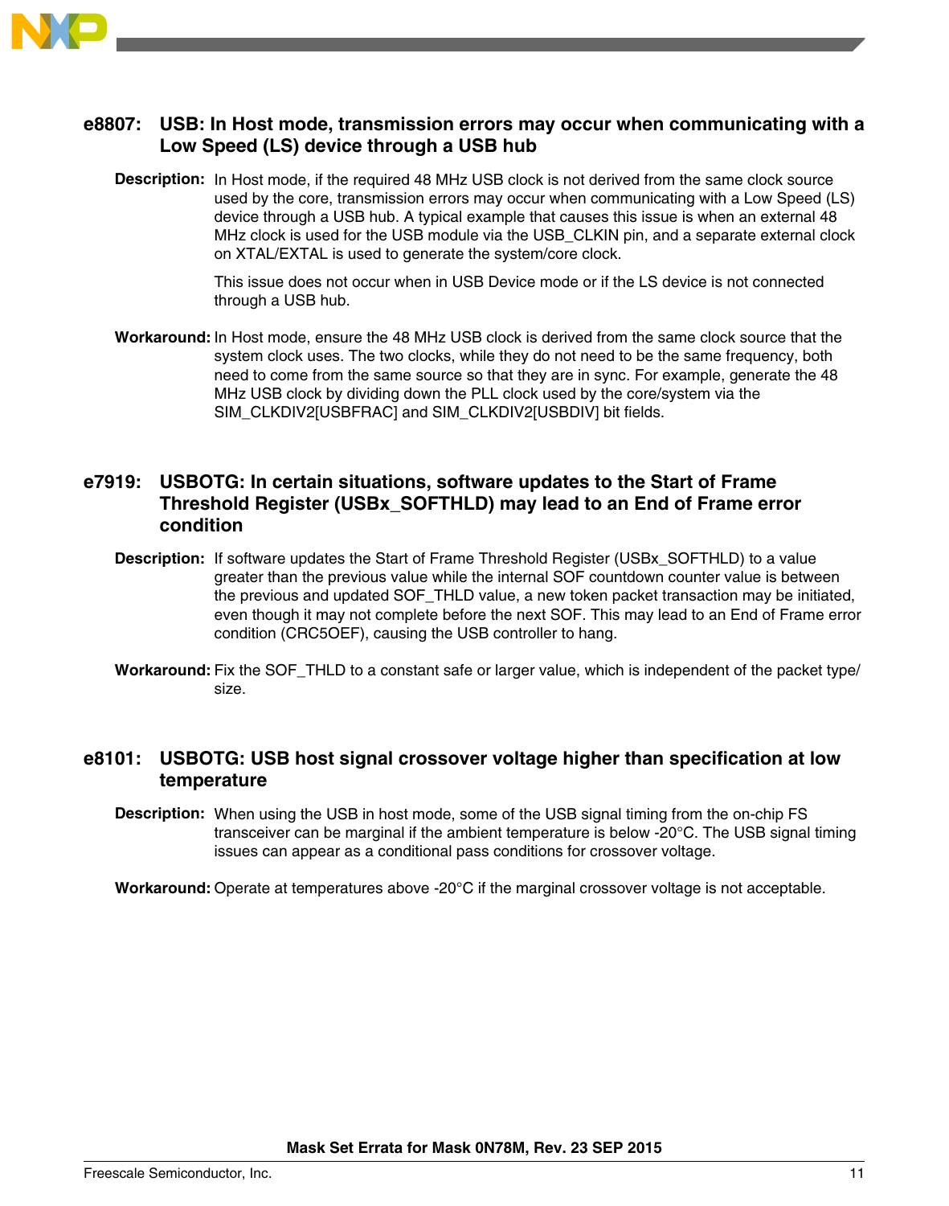## e8807: USB: In Host mode, transmission errors may occur when communicating with a Low Speed (LS) device through a USB hub

**Description:** In Host mode, if the required 48 MHz USB clock is not derived from the same clock source used by the core, transmission errors may occur when communicating with a Low Speed (LS) device through a USB hub. A typical example that causes this issue is when an external 48 MHz clock is used for the USB module via the USB_CLKIN pin, and a separate external clock on XTAL/EXTAL is used to generate the system/core clock.

This issue does not occur when in USB Device mode or if the LS device is not connected through a USB hub.

**Workaround:** In Host mode, ensure the 48 MHz USB clock is derived from the same clock source that the system clock uses. The two clocks, while they do not need to be the same frequency, both need to come from the same source so that they are in sync. For example, generate the 48 MHz USB clock by dividing down the PLL clock used by the core/system via the SIM_CLKDIV2[USBFRAC] and SIM_CLKDIV2[USBDIV] bit fields.

## e7919: USBOTG: In certain situations, software updates to the Start of Frame Threshold Register (USBx_SOFTHLD) may lead to an End of Frame error condition

**Description:** If software updates the Start of Frame Threshold Register (USBx_SOFTHLD) to a value greater than the previous value while the internal SOF countdown counter value is between the previous and updated SOF_THLD value, a new token packet transaction may be initiated, even though it may not complete before the next SOF. This may lead to an End of Frame error condition (CRC5OEF), causing the USB controller to hang.

**Workaround:** Fix the SOF_THLD to a constant safe or larger value, which is independent of the packet type/size.

## e8101: USBOTG: USB host signal crossover voltage higher than specification at low temperature

**Description:** When using the USB in host mode, some of the USB signal timing from the on-chip FS transceiver can be marginal if the ambient temperature is below -20°C. The USB signal timing issues can appear as a conditional pass conditions for crossover voltage.

**Workaround:** Operate at temperatures above -20°C if the marginal crossover voltage is not acceptable.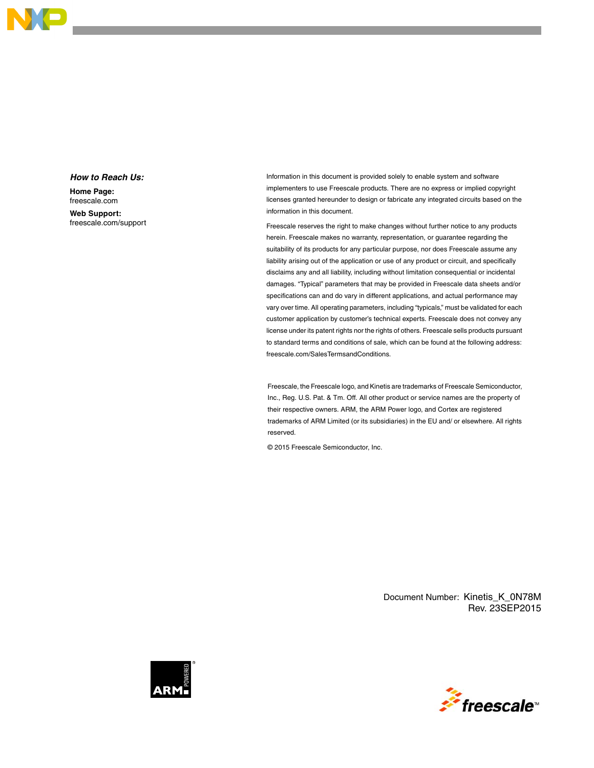***How to Reach Us:***

**Home Page:**
freescale.com

**Web Support:**
freescale.com/support

Information in this document is provided solely to enable system and software implementers to use Freescale products. There are no express or implied copyright licenses granted hereunder to design or fabricate any integrated circuits based on the information in this document.

Freescale reserves the right to make changes without further notice to any products herein. Freescale makes no warranty, representation, or guarantee regarding the suitability of its products for any particular purpose, nor does Freescale assume any liability arising out of the application or use of any product or circuit, and specifically disclaims any and all liability, including without limitation consequential or incidental damages. "Typical" parameters that may be provided in Freescale data sheets and/or specifications can and do vary in different applications, and actual performance may vary over time. All operating parameters, including "typicals," must be validated for each customer application by customer's technical experts. Freescale does not convey any license under its patent rights nor the rights of others. Freescale sells products pursuant to standard terms and conditions of sale, which can be found at the following address: freescale.com/SalesTermsandConditions.

Freescale, the Freescale logo, and Kinetis are trademarks of Freescale Semiconductor, Inc., Reg. U.S. Pat. & Tm. Off. All other product or service names are the property of their respective owners. ARM, the ARM Power logo, and Cortex are registered trademarks of ARM Limited (or its subsidiaries) in the EU and/ or elsewhere. All rights reserved.

© 2015 Freescale Semiconductor, Inc.

Document Number: Kinetis_K_0N78M
Rev. 23SEP2015